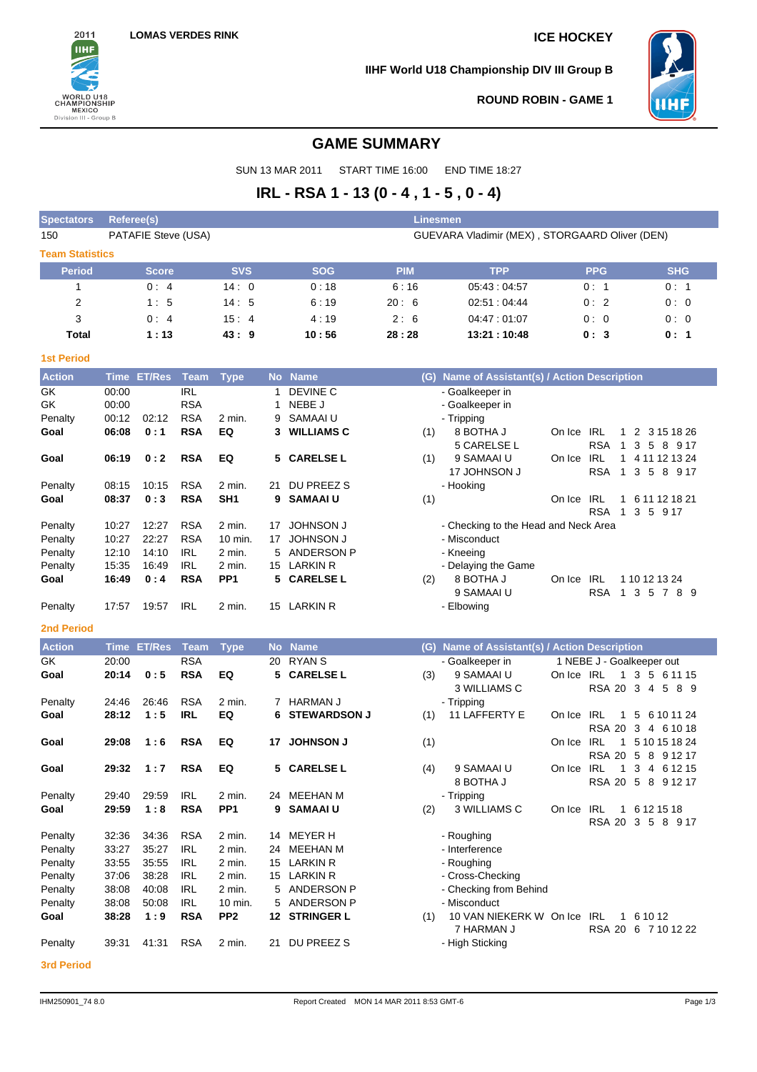LOMAS VERDES RINK

ICE HOCKEY

IIHF World U18 Championship DIV III Group B

ROUND ROBIN - GAME 1

# GAME SUMMARY

SUN 13 MAR 2011   START TIME 16:00   END TIME 18:27

## IRL - RSA 1 - 13 (0 - 4 , 1 - 5 , 0 - 4)

| Spectators | Referee(s) | Linesmen |
|---|---|---|
| 150 | PATAFIE Steve (USA) | GUEVARA Vladimir (MEX) , STORGAARD Oliver (DEN) |

### Team Statistics

| Period | Score | SVS | SOG | PIM | TPP | PPG | SHG |
|---|---|---|---|---|---|---|---|
| 1 | 0 : 4 | 14 : 0 | 0 : 18 | 6 : 16 | 05:43 : 04:57 | 0 : 1 | 0 : 1 |
| 2 | 1 : 5 | 14 : 5 | 6 : 19 | 20 : 6 | 02:51 : 04:44 | 0 : 2 | 0 : 0 |
| 3 | 0 : 4 | 15 : 4 | 4 : 19 | 2 : 6 | 04:47 : 01:07 | 0 : 0 | 0 : 0 |
| **Total** | **1 : 13** | **43 : 9** | **10 : 56** | **28 : 28** | **13:21 : 10:48** | **0 : 3** | **0 : 1** |

### 1st Period

| Action | Time | ET/Res | Team | Type | No | Name | (G) | Name of Assistant(s) / Action Description | | | |
|---|---|---|---|---|---|---|---|---|---|---|---|
| GK | 00:00 | | IRL | | 1 | DEVINE C | | - Goalkeeper in | | | |
| GK | 00:00 | | RSA | | 1 | NEBE J | | - Goalkeeper in | | | |
| Penalty | 00:12 | 02:12 | RSA | 2 min. | 9 | SAMAAI U | | - Tripping | | | |
| **Goal** | **06:08** | **0 : 1** | **RSA** | **EQ** | **3** | **WILLIAMS C** | (1) | 8 BOTHA J | On Ice | IRL | 1 2 3 15 18 26 |
| | | | | | | | | 5 CARELSE L | | RSA | 1 3 5 8 9 17 |
| **Goal** | **06:19** | **0 : 2** | **RSA** | **EQ** | **5** | **CARELSE L** | (1) | 9 SAMAAI U | On Ice | IRL | 1 4 11 12 13 24 |
| | | | | | | | | 17 JOHNSON J | | RSA | 1 3 5 8 9 17 |
| Penalty | 08:15 | 10:15 | RSA | 2 min. | 21 | DU PREEZ S | | - Hooking | | | |
| **Goal** | **08:37** | **0 : 3** | **RSA** | **SH1** | **9** | **SAMAAI U** | (1) | | On Ice | IRL | 1 6 11 12 18 21 |
| | | | | | | | | | | RSA | 1 3 5 9 17 |
| Penalty | 10:27 | 12:27 | RSA | 2 min. | 17 | JOHNSON J | | - Checking to the Head and Neck Area | | | |
| Penalty | 10:27 | 22:27 | RSA | 10 min. | 17 | JOHNSON J | | - Misconduct | | | |
| Penalty | 12:10 | 14:10 | IRL | 2 min. | 5 | ANDERSON P | | - Kneeing | | | |
| Penalty | 15:35 | 16:49 | IRL | 2 min. | 15 | LARKIN R | | - Delaying the Game | | | |
| **Goal** | **16:49** | **0 : 4** | **RSA** | **PP1** | **5** | **CARELSE L** | (2) | 8 BOTHA J | On Ice | IRL | 1 10 12 13 24 |
| | | | | | | | | 9 SAMAAI U | | RSA | 1 3 5 7 8 9 |
| Penalty | 17:57 | 19:57 | IRL | 2 min. | 15 | LARKIN R | | - Elbowing | | | |

### 2nd Period

| Action | Time | ET/Res | Team | Type | No | Name | (G) | Name of Assistant(s) / Action Description | | | |
|---|---|---|---|---|---|---|---|---|---|---|---|
| GK | 20:00 | | RSA | | 20 | RYAN S | | - Goalkeeper in | | 1 NEBE J - Goalkeeper out | |
| **Goal** | **20:14** | **0 : 5** | **RSA** | **EQ** | **5** | **CARELSE L** | (3) | 9 SAMAAI U | On Ice | IRL | 1 3 5 6 11 15 |
| | | | | | | | | 3 WILLIAMS C | | RSA | 20 3 4 5 8 9 |
| Penalty | 24:46 | 26:46 | RSA | 2 min. | 7 | HARMAN J | | - Tripping | | | |
| **Goal** | **28:12** | **1 : 5** | **IRL** | **EQ** | **6** | **STEWARDSON J** | (1) | 11 LAFFERTY E | On Ice | IRL | 1 5 6 10 11 24 |
| | | | | | | | | | | RSA | 20 3 4 6 10 18 |
| **Goal** | **29:08** | **1 : 6** | **RSA** | **EQ** | **17** | **JOHNSON J** | (1) | | On Ice | IRL | 1 5 10 15 18 24 |
| | | | | | | | | | | RSA | 20 5 8 9 12 17 |
| **Goal** | **29:32** | **1 : 7** | **RSA** | **EQ** | **5** | **CARELSE L** | (4) | 9 SAMAAI U | On Ice | IRL | 1 3 4 6 12 15 |
| | | | | | | | | 8 BOTHA J | | RSA | 20 5 8 9 12 17 |
| Penalty | 29:40 | 29:59 | IRL | 2 min. | 24 | MEEHAN M | | - Tripping | | | |
| **Goal** | **29:59** | **1 : 8** | **RSA** | **PP1** | **9** | **SAMAAI U** | (2) | 3 WILLIAMS C | On Ice | IRL | 1 6 12 15 18 |
| | | | | | | | | | | RSA | 20 3 5 8 9 17 |
| Penalty | 32:36 | 34:36 | RSA | 2 min. | 14 | MEYER H | | - Roughing | | | |
| Penalty | 33:27 | 35:27 | IRL | 2 min. | 24 | MEEHAN M | | - Interference | | | |
| Penalty | 33:55 | 35:55 | IRL | 2 min. | 15 | LARKIN R | | - Roughing | | | |
| Penalty | 37:06 | 38:28 | IRL | 2 min. | 15 | LARKIN R | | - Cross-Checking | | | |
| Penalty | 38:08 | 40:08 | IRL | 2 min. | 5 | ANDERSON P | | - Checking from Behind | | | |
| Penalty | 38:08 | 50:08 | IRL | 10 min. | 5 | ANDERSON P | | - Misconduct | | | |
| **Goal** | **38:28** | **1 : 9** | **RSA** | **PP2** | **12** | **STRINGER L** | (1) | 10 VAN NIEKERK W | On Ice | IRL | 1 6 10 12 |
| | | | | | | | | 7 HARMAN J | | RSA | 20 6 7 10 12 22 |
| Penalty | 39:31 | 41:31 | RSA | 2 min. | 21 | DU PREEZ S | | - High Sticking | | | |

### 3rd Period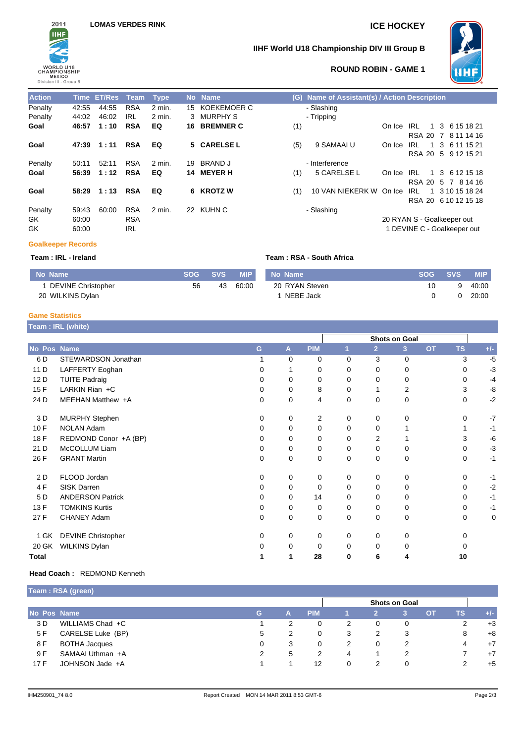2011 IIHF WORLD U18 CHAMPIONSHIP MEXICO Division III - Group B

**LOMAS VERDES RINK**

**ICE HOCKEY**

**IIHF World U18 Championship DIV III Group B**

**ROUND ROBIN - GAME 1**

| Action | Time | ET/Res | Team | Type | No | Name | (G) | Name of Assistant(s) / Action Description | | |
|---|---|---|---|---|---|---|---|---|---|---|
| Penalty | 42:55 | 44:55 | RSA | 2 min. | 15 | KOEKEMOER C | | - Slashing | | |
| Penalty | 44:02 | 46:02 | IRL | 2 min. | 3 | MURPHY S | | - Tripping | | |
| **Goal** | **46:57** | **1 : 10** | **RSA** | **EQ** | **16** | **BREMNER C** | (1) | | On Ice | IRL 1 3 6 15 18 21<br>RSA 20 7 8 11 14 16 |
| **Goal** | **47:39** | **1 : 11** | **RSA** | **EQ** | **5** | **CARELSE L** | (5) | 9 SAMAAI U | On Ice | IRL 1 3 6 11 15 21<br>RSA 20 5 9 12 15 21 |
| Penalty | 50:11 | 52:11 | RSA | 2 min. | 19 | BRAND J | | - Interference | | |
| **Goal** | **56:39** | **1 : 12** | **RSA** | **EQ** | **14** | **MEYER H** | (1) | 5 CARELSE L | On Ice | IRL 1 3 6 12 15 18<br>RSA 20 5 7 8 14 16 |
| **Goal** | **58:29** | **1 : 13** | **RSA** | **EQ** | **6** | **KROTZ W** | (1) | 10 VAN NIEKERK W | On Ice | IRL 1 3 10 15 18 24<br>RSA 20 6 10 12 15 18 |
| Penalty | 59:43 | 60:00 | RSA | 2 min. | 22 | KUHN C | | - Slashing | | |
| GK | 60:00 | | RSA | | | | | | 20 RYAN S - Goalkeeper out | |
| GK | 60:00 | | IRL | | | | | | 1 DEVINE C - Goalkeeper out | |

### Goalkeeper Records

**Team : IRL - Ireland**

| No | Name | SOG | SVS | MIP |
|---|---|---|---|---|
| 1 | DEVINE Christopher | 56 | 43 | 60:00 |
| 20 | WILKINS Dylan | | | |

**Team : RSA - South Africa**

| No | Name | SOG | SVS | MIP |
|---|---|---|---|---|
| 20 | RYAN Steven | 10 | 9 | 40:00 |
| 1 | NEBE Jack | 0 | 0 | 20:00 |

### Game Statistics

**Team : IRL (white)**

| No | Pos | Name | G | A | PIM | Shots on Goal 1 | 2 | 3 | OT | TS | +/- |
|---|---|---|---|---|---|---|---|---|---|---|---|
| 6 | D | STEWARDSON Jonathan | 1 | 0 | 0 | 0 | 3 | 0 | | 3 | -5 |
| 11 | D | LAFFERTY Eoghan | 0 | 1 | 0 | 0 | 0 | 0 | | 0 | -3 |
| 12 | D | TUITE Padraig | 0 | 0 | 0 | 0 | 0 | 0 | | 0 | -4 |
| 15 | F | LARKIN Rian +C | 0 | 0 | 8 | 0 | 1 | 2 | | 3 | -8 |
| 24 | D | MEEHAN Matthew +A | 0 | 0 | 4 | 0 | 0 | 0 | | 0 | -2 |
| 3 | D | MURPHY Stephen | 0 | 0 | 2 | 0 | 0 | 0 | | 0 | -7 |
| 10 | F | NOLAN Adam | 0 | 0 | 0 | 0 | 0 | 1 | | 1 | -1 |
| 18 | F | REDMOND Conor +A (BP) | 0 | 0 | 0 | 0 | 2 | 1 | | 3 | -6 |
| 21 | D | McCOLLUM Liam | 0 | 0 | 0 | 0 | 0 | 0 | | 0 | -3 |
| 26 | F | GRANT Martin | 0 | 0 | 0 | 0 | 0 | 0 | | 0 | -1 |
| 2 | D | FLOOD Jordan | 0 | 0 | 0 | 0 | 0 | 0 | | 0 | -1 |
| 4 | F | SISK Darren | 0 | 0 | 0 | 0 | 0 | 0 | | 0 | -2 |
| 5 | D | ANDERSON Patrick | 0 | 0 | 14 | 0 | 0 | 0 | | 0 | -1 |
| 13 | F | TOMKINS Kurtis | 0 | 0 | 0 | 0 | 0 | 0 | | 0 | -1 |
| 27 | F | CHANEY Adam | 0 | 0 | 0 | 0 | 0 | 0 | | 0 | 0 |
| 1 | GK | DEVINE Christopher | 0 | 0 | 0 | 0 | 0 | 0 | | 0 | |
| 20 | GK | WILKINS Dylan | 0 | 0 | 0 | 0 | 0 | 0 | | 0 | |
| **Total** | | | **1** | **1** | **28** | **0** | **6** | **4** | | **10** | |

**Head Coach :** REDMOND Kenneth

**Team : RSA (green)**

| No | Pos | Name | G | A | PIM | Shots on Goal 1 | 2 | 3 | OT | TS | +/- |
|---|---|---|---|---|---|---|---|---|---|---|---|
| 3 | D | WILLIAMS Chad +C | 1 | 2 | 0 | 2 | 0 | 0 | | 2 | +3 |
| 5 | F | CARELSE Luke (BP) | 5 | 2 | 0 | 3 | 2 | 3 | | 8 | +8 |
| 8 | F | BOTHA Jacques | 0 | 3 | 0 | 2 | 0 | 2 | | 4 | +7 |
| 9 | F | SAMAAI Uthman +A | 2 | 5 | 2 | 4 | 1 | 2 | | 7 | +7 |
| 17 | F | JOHNSON Jade +A | 1 | 1 | 12 | 0 | 2 | 0 | | 2 | +5 |

IHM250901_74 8.0 Report Created MON 14 MAR 2011 8:53 GMT-6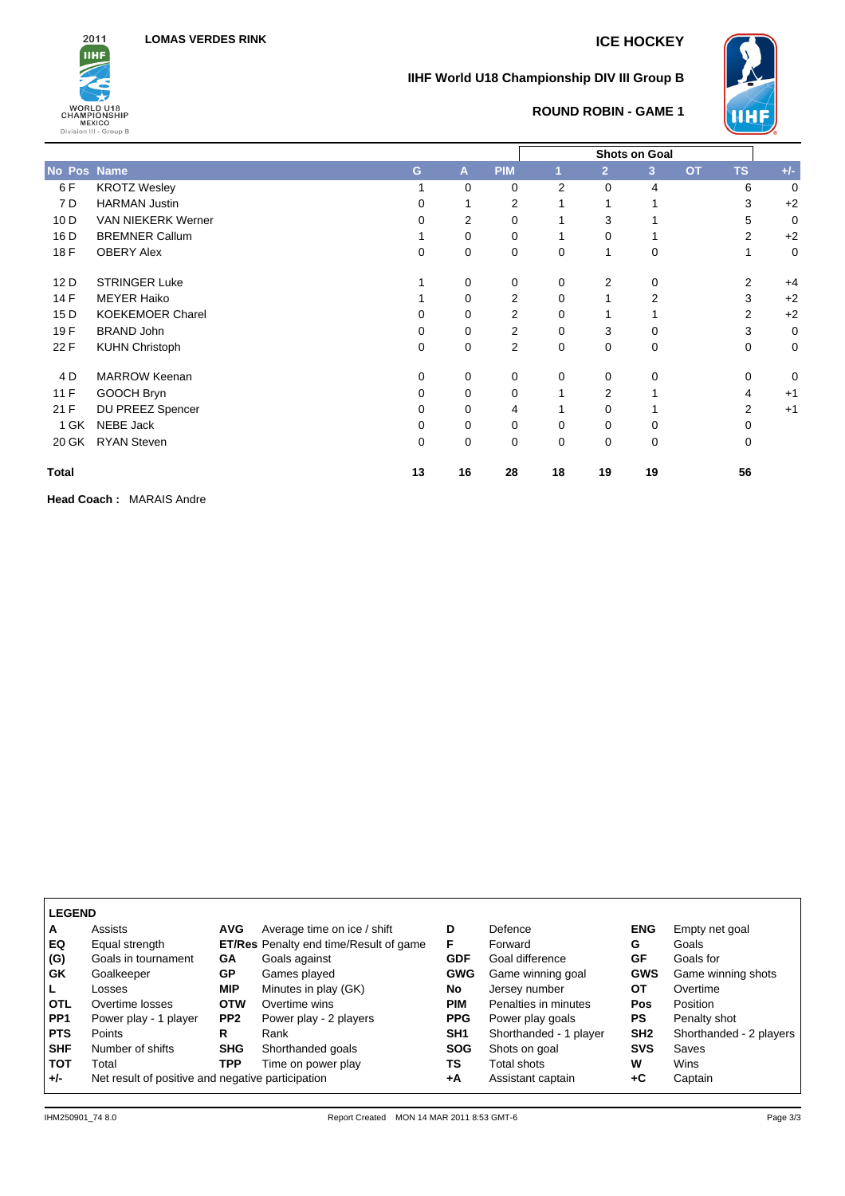**LOMAS VERDES RINK**

**ICE HOCKEY**

**IIHF World U18 Championship DIV III Group B**

**ROUND ROBIN - GAME 1**

| No | Pos | Name | G | A | PIM | Shots on Goal 1 | 2 | 3 | OT | TS | +/- |
|---|---|---|---|---|---|---|---|---|---|---|---|
| 6 | F | KROTZ Wesley | 1 | 0 | 0 | 2 | 0 | 4 | | 6 | 0 |
| 7 | D | HARMAN Justin | 0 | 1 | 2 | 1 | 1 | 1 | | 3 | +2 |
| 10 | D | VAN NIEKERK Werner | 0 | 2 | 0 | 1 | 3 | 1 | | 5 | 0 |
| 16 | D | BREMNER Callum | 1 | 0 | 0 | 1 | 0 | 1 | | 2 | +2 |
| 18 | F | OBERY Alex | 0 | 0 | 0 | 0 | 1 | 0 | | 1 | 0 |
| 12 | D | STRINGER Luke | 1 | 0 | 0 | 0 | 2 | 0 | | 2 | +4 |
| 14 | F | MEYER Haiko | 1 | 0 | 2 | 0 | 1 | 2 | | 3 | +2 |
| 15 | D | KOEKEMOER Charel | 0 | 0 | 2 | 0 | 1 | 1 | | 2 | +2 |
| 19 | F | BRAND John | 0 | 0 | 2 | 0 | 3 | 0 | | 3 | 0 |
| 22 | F | KUHN Christoph | 0 | 0 | 2 | 0 | 0 | 0 | | 0 | 0 |
| 4 | D | MARROW Keenan | 0 | 0 | 0 | 0 | 0 | 0 | | 0 | 0 |
| 11 | F | GOOCH Bryn | 0 | 0 | 0 | 1 | 2 | 1 | | 4 | +1 |
| 21 | F | DU PREEZ Spencer | 0 | 0 | 4 | 1 | 0 | 1 | | 2 | +1 |
| 1 | GK | NEBE Jack | 0 | 0 | 0 | 0 | 0 | 0 | | 0 | |
| 20 | GK | RYAN Steven | 0 | 0 | 0 | 0 | 0 | 0 | | 0 | |
| **Total** | | | **13** | **16** | **28** | **18** | **19** | **19** | | **56** | |

**Head Coach :** MARAIS Andre

**LEGEND**

| | | | | | | | |
|---|---|---|---|---|---|---|---|
| **A** | Assists | **AVG** | Average time on ice / shift | **D** | Defence | **ENG** | Empty net goal |
| **EQ** | Equal strength | **ET/Res** | Penalty end time/Result of game | **F** | Forward | **G** | Goals |
| **(G)** | Goals in tournament | **GA** | Goals against | **GDF** | Goal difference | **GF** | Goals for |
| **GK** | Goalkeeper | **GP** | Games played | **GWG** | Game winning goal | **GWS** | Game winning shots |
| **L** | Losses | **MIP** | Minutes in play (GK) | **No** | Jersey number | **OT** | Overtime |
| **OTL** | Overtime losses | **OTW** | Overtime wins | **PIM** | Penalties in minutes | **Pos** | Position |
| **PP1** | Power play - 1 player | **PP2** | Power play - 2 players | **PPG** | Power play goals | **PS** | Penalty shot |
| **PTS** | Points | **R** | Rank | **SH1** | Shorthanded - 1 player | **SH2** | Shorthanded - 2 players |
| **SHF** | Number of shifts | **SHG** | Shorthanded goals | **SOG** | Shots on goal | **SVS** | Saves |
| **TOT** | Total | **TPP** | Time on power play | **TS** | Total shots | **W** | Wins |
| **+/-** | Net result of positive and negative participation | | | **+A** | Assistant captain | **+C** | Captain |

IHM250901_74 8.0 Report Created MON 14 MAR 2011 8:53 GMT-6